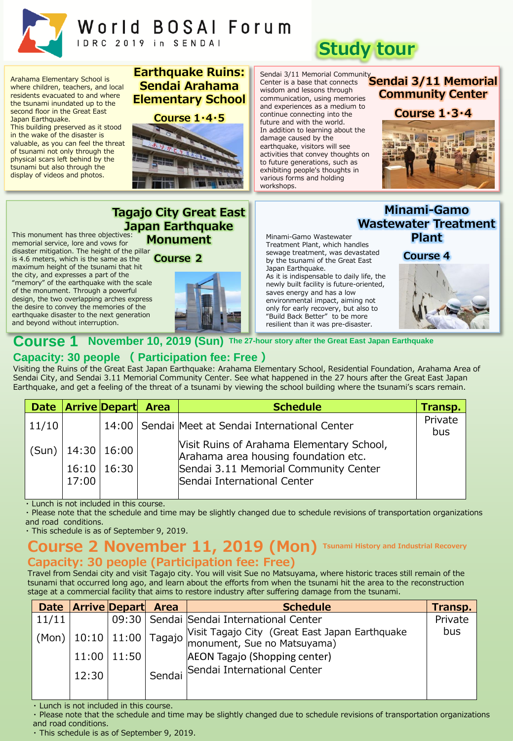# World BOSAI Forum

IDRC 2019 in SENDAI

# Study tour

## Earthquake Ruins: Sendai Arahama Elementary School

**Course 1・4・5**

Arahama Elementary School is where children, teachers, and local residents evacuated to and where the tsunami inundated up to the second floor in the Great East Japan Earthquake.
This building preserved as it stood in the wake of the disaster is valuable, as you can feel the threat of tsunami not only through the physical scars left behind by the tsunami but also through the display of videos and photos.

## Sendai 3/11 Memorial Community Center

**Course 1・3・4**

Sendai 3/11 Memorial Community Center is a base that connects wisdom and lessons through communication, using memories and experiences as a medium to continue connecting into the future and with the world.
In addition to learning about the damage caused by the earthquake, visitors will see activities that convey thoughts on to future generations, such as exhibiting people's thoughts in various forms and holding workshops.

## Tagajo City Great East Japan Earthquake Monument

**Course 2**

This monument has three objectives: memorial service, lore and vows for disaster mitigation. The height of the pillar is 4.6 meters, which is the same as the maximum height of the tsunami that hit the city, and expresses a part of the "memory" of the earthquake with the scale of the monument. Through a powerful design, the two overlapping arches express the desire to convey the memories of the earthquake disaster to the next generation and beyond without interruption.

## Minami-Gamo Wastewater Treatment Plant

**Course 4**

Minami-Gamo Wastewater Treatment Plant, which handles sewage treatment, was devastated by the tsunami of the Great East Japan Earthquake.
As it is indispensable to daily life, the newly built facility is future-oriented, saves energy and has a low environmental impact, aiming not only for early recovery, but also to "Build Back Better" to be more resilient than it was pre-disaster.

## Course 1 November 10, 2019 (Sun) The 27-hour story after the Great East Japan Earthquake

### Capacity: 30 people （Participation fee: Free）

Visiting the Ruins of the Great East Japan Earthquake: Arahama Elementary School, Residential Foundation, Arahama Area of Sendai City, and Sendai 3.11 Memorial Community Center. See what happened in the 27 hours after the Great East Japan Earthquake, and get a feeling of the threat of a tsunami by viewing the school building where the tsunami's scars remain.

| Date | Arrive | Depart | Area | Schedule | Transp. |
|---|---|---|---|---|---|
| 11/10 | | 14:00 | Sendai | Meet at Sendai International Center | Private bus |
| (Sun) | 14:30 | 16:00 | | Visit Ruins of Arahama Elementary School, Arahama area housing foundation etc. | |
| | 16:10 | 16:30 | | Sendai 3.11 Memorial Community Center | |
| | 17:00 | | | Sendai International Center | |

・Lunch is not included in this course.
・Please note that the schedule and time may be slightly changed due to schedule revisions of transportation organizations and road conditions.
・This schedule is as of September 9, 2019.

## Course 2 November 11, 2019 (Mon) Tsunami History and Industrial Recovery

### Capacity: 30 people (Participation fee: Free)

Travel from Sendai city and visit Tagajo city. You will visit Sue no Matsuyama, where historic traces still remain of the tsunami that occurred long ago, and learn about the efforts from when the tsunami hit the area to the reconstruction stage at a commercial facility that aims to restore industry after suffering damage from the tsunami.

| Date | Arrive | Depart | Area | Schedule | Transp. |
|---|---|---|---|---|---|
| 11/11 | | 09:30 | Sendai | Sendai International Center | Private bus |
| (Mon) | 10:10 | 11:00 | Tagajo | Visit Tagajo City (Great East Japan Earthquake monument, Sue no Matsuyama) | |
| | 11:00 | 11:50 | | AEON Tagajo (Shopping center) | |
| | 12:30 | | Sendai | Sendai International Center | |

・Lunch is not included in this course.
・Please note that the schedule and time may be slightly changed due to schedule revisions of transportation organizations and road conditions.
・This schedule is as of September 9, 2019.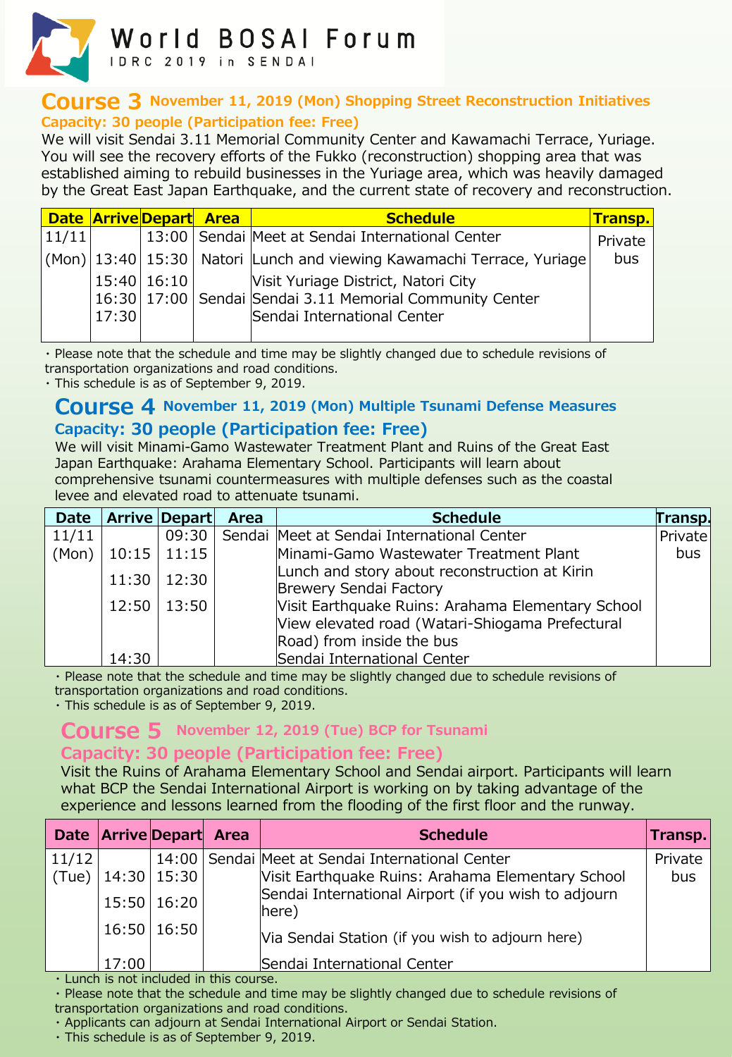# World BOSAI Forum

IDRC 2019 in SENDAI

## Course 3 November 11, 2019 (Mon) Shopping Street Reconstruction Initiatives

**Capacity: 30 people (Participation fee: Free)**

We will visit Sendai 3.11 Memorial Community Center and Kawamachi Terrace, Yuriage. You will see the recovery efforts of the Fukko (reconstruction) shopping area that was established aiming to rebuild businesses in the Yuriage area, which was heavily damaged by the Great East Japan Earthquake, and the current state of recovery and reconstruction.

| Date | Arrive | Depart | Area | Schedule | Transp. |
|---|---|---|---|---|---|
| 11/11 | | 13:00 | Sendai | Meet at Sendai International Center | Private bus |
| (Mon) | 13:40 | 15:30 | Natori | Lunch and viewing Kawamachi Terrace, Yuriage | |
| | 15:40 | 16:10 | | Visit Yuriage District, Natori City | |
| | 16:30 | 17:00 | Sendai | Sendai 3.11 Memorial Community Center | |
| | 17:30 | | | Sendai International Center | |

・Please note that the schedule and time may be slightly changed due to schedule revisions of transportation organizations and road conditions.
・This schedule is as of September 9, 2019.

## Course 4 November 11, 2019 (Mon) Multiple Tsunami Defense Measures

**Capacity: 30 people (Participation fee: Free)**

We will visit Minami-Gamo Wastewater Treatment Plant and Ruins of the Great East Japan Earthquake: Arahama Elementary School. Participants will learn about comprehensive tsunami countermeasures with multiple defenses such as the coastal levee and elevated road to attenuate tsunami.

| Date | Arrive | Depart | Area | Schedule | Transp. |
|---|---|---|---|---|---|
| 11/11 | | 09:30 | Sendai | Meet at Sendai International Center | Private bus |
| (Mon) | 10:15 | 11:15 | | Minami-Gamo Wastewater Treatment Plant | |
| | 11:30 | 12:30 | | Lunch and story about reconstruction at Kirin Brewery Sendai Factory | |
| | 12:50 | 13:50 | | Visit Earthquake Ruins: Arahama Elementary School | |
| | | | | View elevated road (Watari-Shiogama Prefectural Road) from inside the bus | |
| | 14:30 | | | Sendai International Center | |

・Please note that the schedule and time may be slightly changed due to schedule revisions of transportation organizations and road conditions.
・This schedule is as of September 9, 2019.

## Course 5 November 12, 2019 (Tue) BCP for Tsunami

**Capacity: 30 people (Participation fee: Free)**

Visit the Ruins of Arahama Elementary School and Sendai airport. Participants will learn what BCP the Sendai International Airport is working on by taking advantage of the experience and lessons learned from the flooding of the first floor and the runway.

| Date | Arrive | Depart | Area | Schedule | Transp. |
|---|---|---|---|---|---|
| 11/12 | | 14:00 | Sendai | Meet at Sendai International Center | Private bus |
| (Tue) | 14:30 | 15:30 | | Visit Earthquake Ruins: Arahama Elementary School | |
| | 15:50 | 16:20 | | Sendai International Airport (if you wish to adjourn here) | |
| | 16:50 | 16:50 | | Via Sendai Station (if you wish to adjourn here) | |
| | 17:00 | | | Sendai International Center | |

・Lunch is not included in this course.
・Please note that the schedule and time may be slightly changed due to schedule revisions of transportation organizations and road conditions.
・Applicants can adjourn at Sendai International Airport or Sendai Station.
・This schedule is as of September 9, 2019.